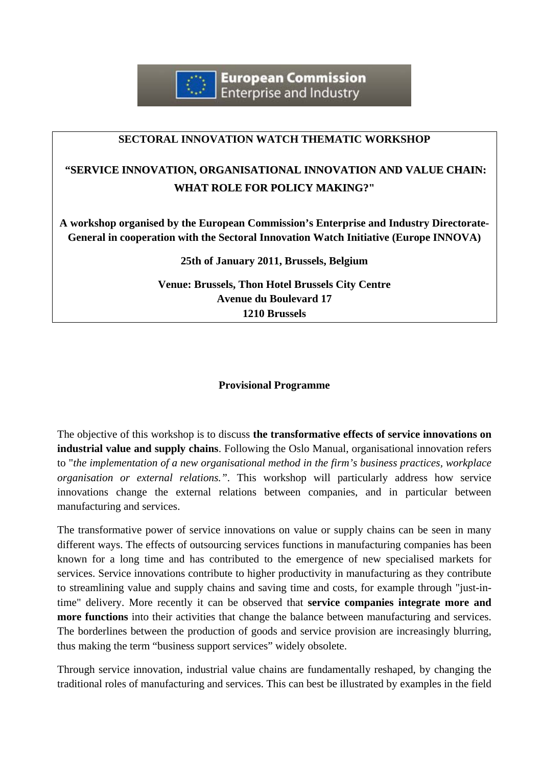European Commission
Enterprise and Industry

**SECTORAL INNOVATION WATCH THEMATIC WORKSHOP**

# "SERVICE INNOVATION, ORGANISATIONAL INNOVATION AND VALUE CHAIN: WHAT ROLE FOR POLICY MAKING?"

**A workshop organised by the European Commission's Enterprise and Industry Directorate-General in cooperation with the Sectoral Innovation Watch Initiative (Europe INNOVA)**

**25th of January 2011, Brussels, Belgium**

**Venue: Brussels, Thon Hotel Brussels City Centre**
**Avenue du Boulevard 17**
**1210 Brussels**

## Provisional Programme

The objective of this workshop is to discuss **the transformative effects of service innovations on industrial value and supply chains**. Following the Oslo Manual, organisational innovation refers to "*the implementation of a new organisational method in the firm's business practices, workplace organisation or external relations."*. This workshop will particularly address how service innovations change the external relations between companies, and in particular between manufacturing and services.

The transformative power of service innovations on value or supply chains can be seen in many different ways. The effects of outsourcing services functions in manufacturing companies has been known for a long time and has contributed to the emergence of new specialised markets for services. Service innovations contribute to higher productivity in manufacturing as they contribute to streamlining value and supply chains and saving time and costs, for example through "just-in-time" delivery. More recently it can be observed that **service companies integrate more and more functions** into their activities that change the balance between manufacturing and services. The borderlines between the production of goods and service provision are increasingly blurring, thus making the term "business support services" widely obsolete.

Through service innovation, industrial value chains are fundamentally reshaped, by changing the traditional roles of manufacturing and services. This can best be illustrated by examples in the field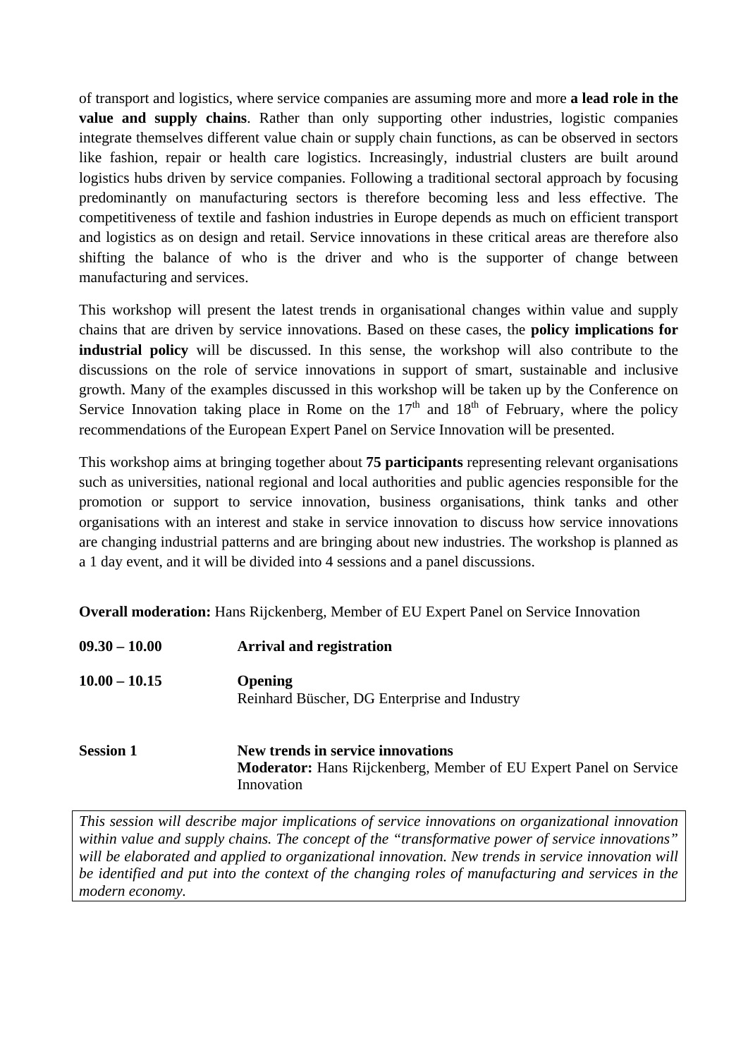of transport and logistics, where service companies are assuming more and more **a lead role in the value and supply chains**. Rather than only supporting other industries, logistic companies integrate themselves different value chain or supply chain functions, as can be observed in sectors like fashion, repair or health care logistics. Increasingly, industrial clusters are built around logistics hubs driven by service companies. Following a traditional sectoral approach by focusing predominantly on manufacturing sectors is therefore becoming less and less effective. The competitiveness of textile and fashion industries in Europe depends as much on efficient transport and logistics as on design and retail. Service innovations in these critical areas are therefore also shifting the balance of who is the driver and who is the supporter of change between manufacturing and services.

This workshop will present the latest trends in organisational changes within value and supply chains that are driven by service innovations. Based on these cases, the **policy implications for industrial policy** will be discussed. In this sense, the workshop will also contribute to the discussions on the role of service innovations in support of smart, sustainable and inclusive growth. Many of the examples discussed in this workshop will be taken up by the Conference on Service Innovation taking place in Rome on the 17th and 18th of February, where the policy recommendations of the European Expert Panel on Service Innovation will be presented.

This workshop aims at bringing together about **75 participants** representing relevant organisations such as universities, national regional and local authorities and public agencies responsible for the promotion or support to service innovation, business organisations, think tanks and other organisations with an interest and stake in service innovation to discuss how service innovations are changing industrial patterns and are bringing about new industries. The workshop is planned as a 1 day event, and it will be divided into 4 sessions and a panel discussions.

**Overall moderation:** Hans Rijckenberg, Member of EU Expert Panel on Service Innovation

| | |
|---|---|
| **09.30 – 10.00** | **Arrival and registration** |
| **10.00 – 10.15** | **Opening**<br>Reinhard Büscher, DG Enterprise and Industry |
| **Session 1** | **New trends in service innovations**<br>**Moderator:** Hans Rijckenberg, Member of EU Expert Panel on Service Innovation |

*This session will describe major implications of service innovations on organizational innovation within value and supply chains. The concept of the "transformative power of service innovations" will be elaborated and applied to organizational innovation. New trends in service innovation will be identified and put into the context of the changing roles of manufacturing and services in the modern economy.*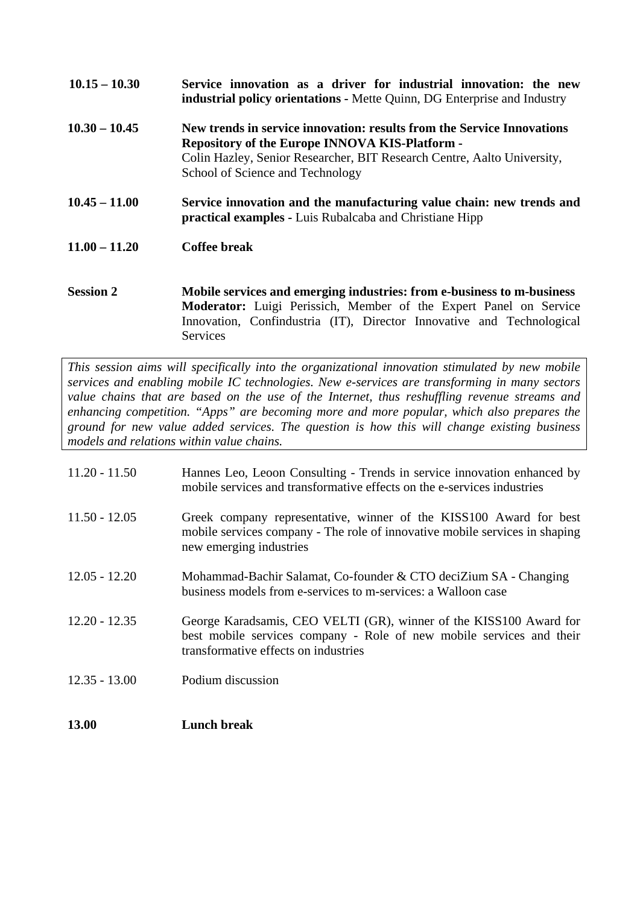**10.15 – 10.30** **Service innovation as a driver for industrial innovation: the new industrial policy orientations** - Mette Quinn, DG Enterprise and Industry

**10.30 – 10.45** **New trends in service innovation: results from the Service Innovations Repository of the Europe INNOVA KIS-Platform -** Colin Hazley, Senior Researcher, BIT Research Centre, Aalto University, School of Science and Technology

**10.45 – 11.00** **Service innovation and the manufacturing value chain: new trends and practical examples -** Luis Rubalcaba and Christiane Hipp

**11.00 – 11.20** **Coffee break**

**Session 2** **Mobile services and emerging industries: from e-business to m-business**
**Moderator:** Luigi Perissich, Member of the Expert Panel on Service Innovation, Confindustria (IT), Director Innovative and Technological Services

*This session aims will specifically into the organizational innovation stimulated by new mobile services and enabling mobile IC technologies. New e-services are transforming in many sectors value chains that are based on the use of the Internet, thus reshuffling revenue streams and enhancing competition. "Apps" are becoming more and more popular, which also prepares the ground for new value added services. The question is how this will change existing business models and relations within value chains.*

11.20 - 11.50 Hannes Leo, Leoon Consulting - Trends in service innovation enhanced by mobile services and transformative effects on the e-services industries

11.50 - 12.05 Greek company representative, winner of the KISS100 Award for best mobile services company - The role of innovative mobile services in shaping new emerging industries

12.05 - 12.20 Mohammad-Bachir Salamat, Co-founder & CTO deciZium SA - Changing business models from e-services to m-services: a Walloon case

12.20 - 12.35 George Karadsamis, CEO VELTI (GR), winner of the KISS100 Award for best mobile services company - Role of new mobile services and their transformative effects on industries

12.35 - 13.00 Podium discussion

**13.00** **Lunch break**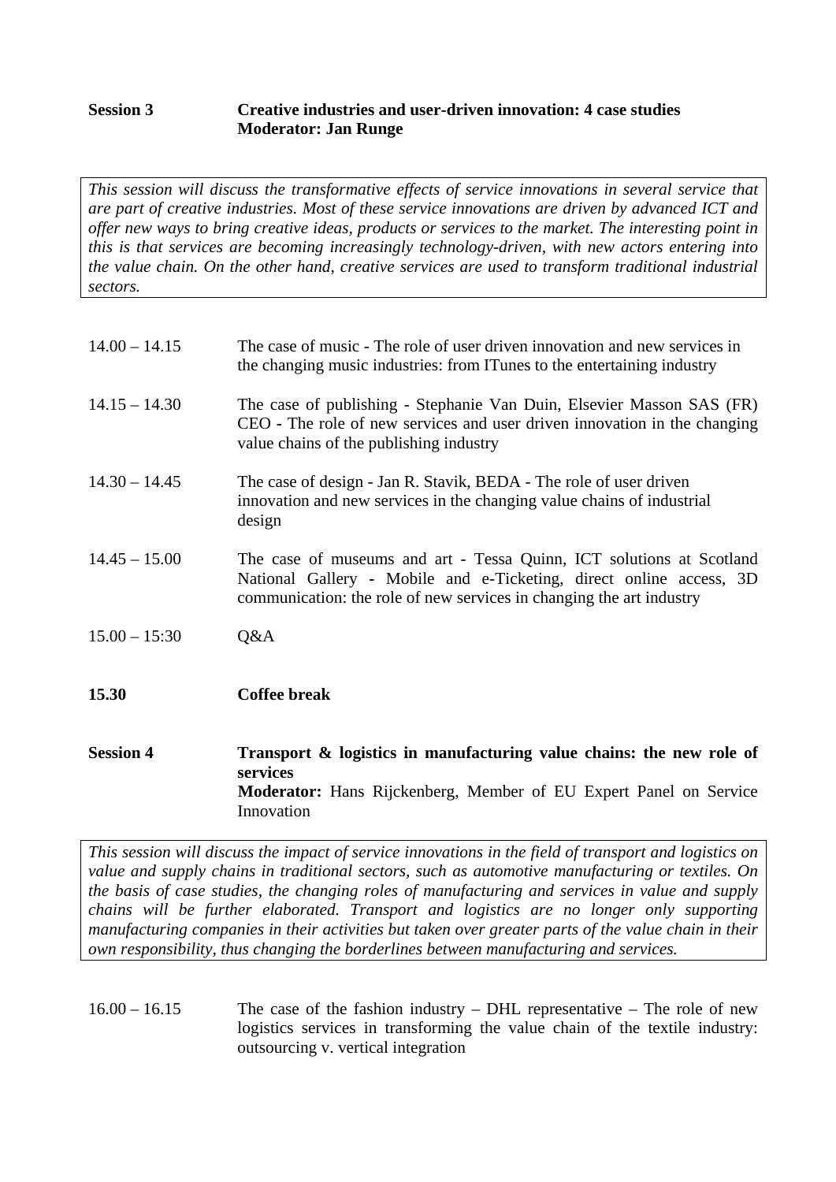**Session 3** **Creative industries and user-driven innovation: 4 case studies**
**Moderator: Jan Runge**

*This session will discuss the transformative effects of service innovations in several service that are part of creative industries. Most of these service innovations are driven by advanced ICT and offer new ways to bring creative ideas, products or services to the market. The interesting point in this is that services are becoming increasingly technology-driven, with new actors entering into the value chain. On the other hand, creative services are used to transform traditional industrial sectors.*

14.00 – 14.15 The case of music - The role of user driven innovation and new services in the changing music industries: from ITunes to the entertaining industry

14.15 – 14.30 The case of publishing - Stephanie Van Duin, Elsevier Masson SAS (FR) CEO - The role of new services and user driven innovation in the changing value chains of the publishing industry

14.30 – 14.45 The case of design - Jan R. Stavik, BEDA - The role of user driven innovation and new services in the changing value chains of industrial design

14.45 – 15.00 The case of museums and art - Tessa Quinn, ICT solutions at Scotland National Gallery - Mobile and e-Ticketing, direct online access, 3D communication: the role of new services in changing the art industry

15.00 – 15:30 Q&A

**15.30** **Coffee break**

**Session 4** **Transport & logistics in manufacturing value chains: the new role of services**
**Moderator:** Hans Rijckenberg, Member of EU Expert Panel on Service Innovation

*This session will discuss the impact of service innovations in the field of transport and logistics on value and supply chains in traditional sectors, such as automotive manufacturing or textiles. On the basis of case studies, the changing roles of manufacturing and services in value and supply chains will be further elaborated. Transport and logistics are no longer only supporting manufacturing companies in their activities but taken over greater parts of the value chain in their own responsibility, thus changing the borderlines between manufacturing and services.*

16.00 – 16.15 The case of the fashion industry – DHL representative – The role of new logistics services in transforming the value chain of the textile industry: outsourcing v. vertical integration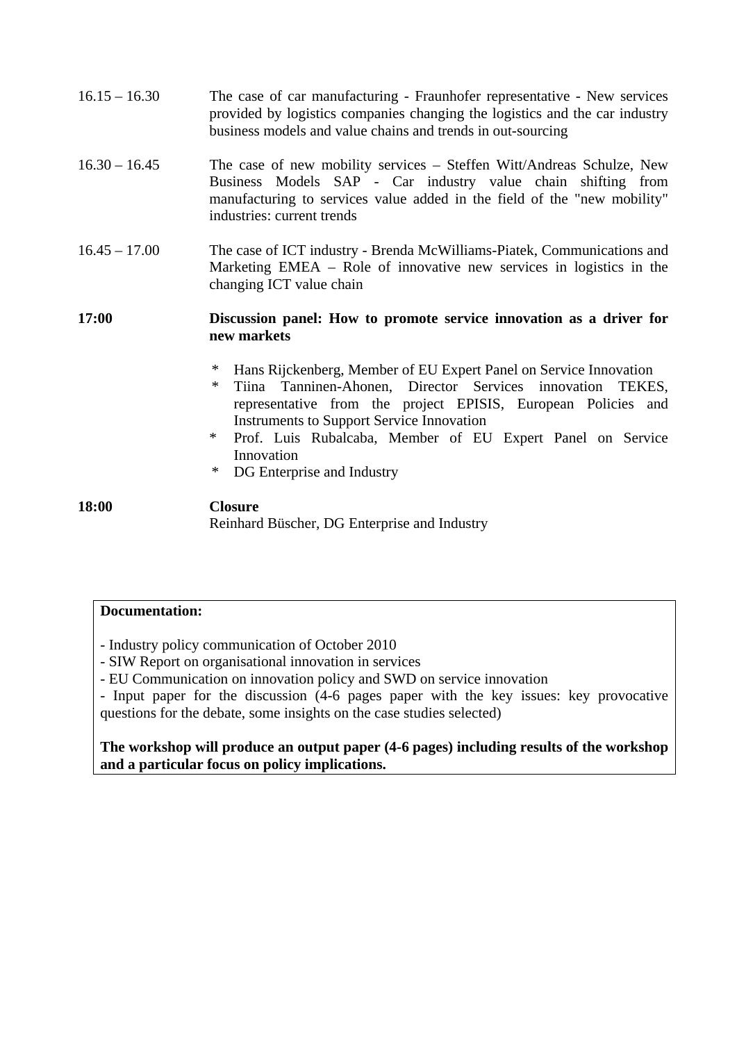16.15 – 16.30 The case of car manufacturing - Fraunhofer representative - New services provided by logistics companies changing the logistics and the car industry business models and value chains and trends in out-sourcing

16.30 – 16.45 The case of new mobility services – Steffen Witt/Andreas Schulze, New Business Models SAP - Car industry value chain shifting from manufacturing to services value added in the field of the "new mobility" industries: current trends

16.45 – 17.00 The case of ICT industry - Brenda McWilliams-Piatek, Communications and Marketing EMEA – Role of innovative new services in logistics in the changing ICT value chain

**17:00** **Discussion panel: How to promote service innovation as a driver for new markets**

* Hans Rijckenberg, Member of EU Expert Panel on Service Innovation
* Tiina Tanninen-Ahonen, Director Services innovation TEKES, representative from the project EPISIS, European Policies and Instruments to Support Service Innovation
* Prof. Luis Rubalcaba, Member of EU Expert Panel on Service Innovation
* DG Enterprise and Industry

**18:00** **Closure**
Reinhard Büscher, DG Enterprise and Industry

**Documentation:**

- Industry policy communication of October 2010
- SIW Report on organisational innovation in services
- EU Communication on innovation policy and SWD on service innovation
- Input paper for the discussion (4-6 pages paper with the key issues: key provocative questions for the debate, some insights on the case studies selected)

**The workshop will produce an output paper (4-6 pages) including results of the workshop and a particular focus on policy implications.**